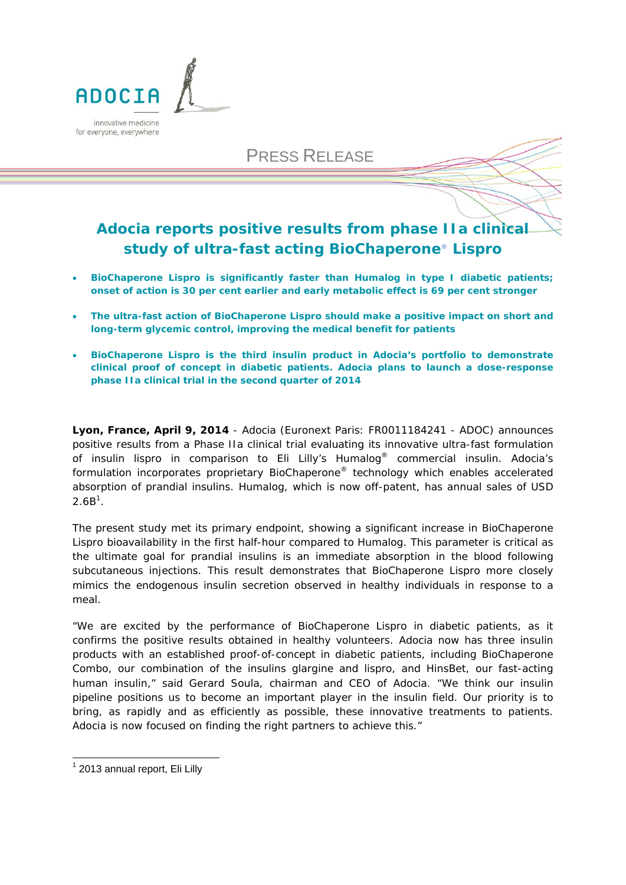ADOCIA

innovative medicine for everyone, everywhere

PRESS RELEASE

# Adocia reports positive results from phase IIa clinical study of ultra-fast acting BioChaperone® Lispro

- **BioChaperone Lispro is significantly faster than Humalog in type I diabetic patients; onset of action is 30 per cent earlier and early metabolic effect is 69 per cent stronger**
- **The ultra-fast action of BioChaperone Lispro should make a positive impact on short and long-term glycemic control, improving the medical benefit for patients**
- **BioChaperone Lispro is the third insulin product in Adocia's portfolio to demonstrate clinical proof of concept in diabetic patients. Adocia plans to launch a dose-response phase IIa clinical trial in the second quarter of 2014**

**Lyon, France, April 9, 2014** - Adocia (Euronext Paris: FR0011184241 - ADOC) announces positive results from a Phase IIa clinical trial evaluating its innovative ultra-fast formulation of insulin lispro in comparison to Eli Lilly's Humalog® commercial insulin. Adocia's formulation incorporates proprietary BioChaperone® technology which enables accelerated absorption of prandial insulins. Humalog, which is now off-patent, has annual sales of USD 2.6B[1].

The present study met its primary endpoint, showing a significant increase in BioChaperone Lispro bioavailability in the first half-hour compared to Humalog. This parameter is critical as the ultimate goal for prandial insulins is an immediate absorption in the blood following subcutaneous injections. This result demonstrates that BioChaperone Lispro more closely mimics the endogenous insulin secretion observed in healthy individuals in response to a meal.

"We are excited by the performance of BioChaperone Lispro in diabetic patients, as it confirms the positive results obtained in healthy volunteers. Adocia now has three insulin products with an established proof-of-concept in diabetic patients, including BioChaperone Combo, our combination of the insulins glargine and lispro, and HinsBet, our fast-acting human insulin," said Gerard Soula, chairman and CEO of Adocia. "We think our insulin pipeline positions us to become an important player in the insulin field. Our priority is to bring, as rapidly and as efficiently as possible, these innovative treatments to patients. Adocia is now focused on finding the right partners to achieve this."

[1] 2013 annual report, Eli Lilly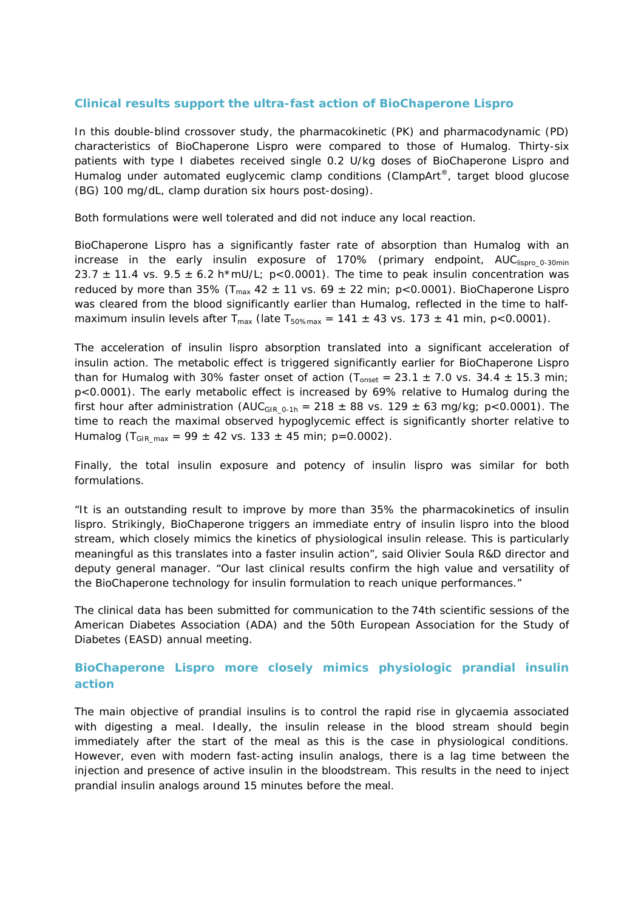## Clinical results support the ultra-fast action of BioChaperone Lispro

In this double-blind crossover study, the pharmacokinetic (PK) and pharmacodynamic (PD) characteristics of BioChaperone Lispro were compared to those of Humalog. Thirty-six patients with type I diabetes received single 0.2 U/kg doses of BioChaperone Lispro and Humalog under automated euglycemic clamp conditions (ClampArt®, target blood glucose (BG) 100 mg/dL, clamp duration six hours post-dosing).

Both formulations were well tolerated and did not induce any local reaction.

BioChaperone Lispro has a significantly faster rate of absorption than Humalog with an increase in the early insulin exposure of 170% (primary endpoint, $AUC_{lispro\_0\text{-}30min}$ 23.7 ± 11.4 vs. 9.5 ± 6.2 h*mU/L; $p<0.0001$). The time to peak insulin concentration was reduced by more than 35% ($T_{max}$ 42 ± 11 vs. 69 ± 22 min; $p<0.0001$). BioChaperone Lispro was cleared from the blood significantly earlier than Humalog, reflected in the time to half-maximum insulin levels after $T_{max}$ (late $T_{50\%max}$ = 141 ± 43 vs. 173 ± 41 min, $p<0.0001$).

The acceleration of insulin lispro absorption translated into a significant acceleration of insulin action. The metabolic effect is triggered significantly earlier for BioChaperone Lispro than for Humalog with 30% faster onset of action ($T_{onset}$ = 23.1 ± 7.0 vs. 34.4 ± 15.3 min; $p<0.0001$). The early metabolic effect is increased by 69% relative to Humalog during the first hour after administration ($AUC_{GIR\_0\text{-}1h}$ = 218 ± 88 vs. 129 ± 63 mg/kg; $p<0.0001$). The time to reach the maximal observed hypoglycemic effect is significantly shorter relative to Humalog ($T_{GIR\_max}$ = 99 ± 42 vs. 133 ± 45 min; $p=0.0002$).

Finally, the total insulin exposure and potency of insulin lispro was similar for both formulations.

"It is an outstanding result to improve by more than 35% the pharmacokinetics of insulin lispro. Strikingly, BioChaperone triggers an immediate entry of insulin lispro into the blood stream, which closely mimics the kinetics of physiological insulin release. This is particularly meaningful as this translates into a faster insulin action", said Olivier Soula R&D director and deputy general manager. "Our last clinical results confirm the high value and versatility of the BioChaperone technology for insulin formulation to reach unique performances."

The clinical data has been submitted for communication to the 74th scientific sessions of the American Diabetes Association (ADA) and the 50th European Association for the Study of Diabetes (EASD) annual meeting.

## BioChaperone Lispro more closely mimics physiologic prandial insulin action

The main objective of prandial insulins is to control the rapid rise in glycaemia associated with digesting a meal. Ideally, the insulin release in the blood stream should begin immediately after the start of the meal as this is the case in physiological conditions. However, even with modern fast-acting insulin analogs, there is a lag time between the injection and presence of active insulin in the bloodstream. This results in the need to inject prandial insulin analogs around 15 minutes before the meal.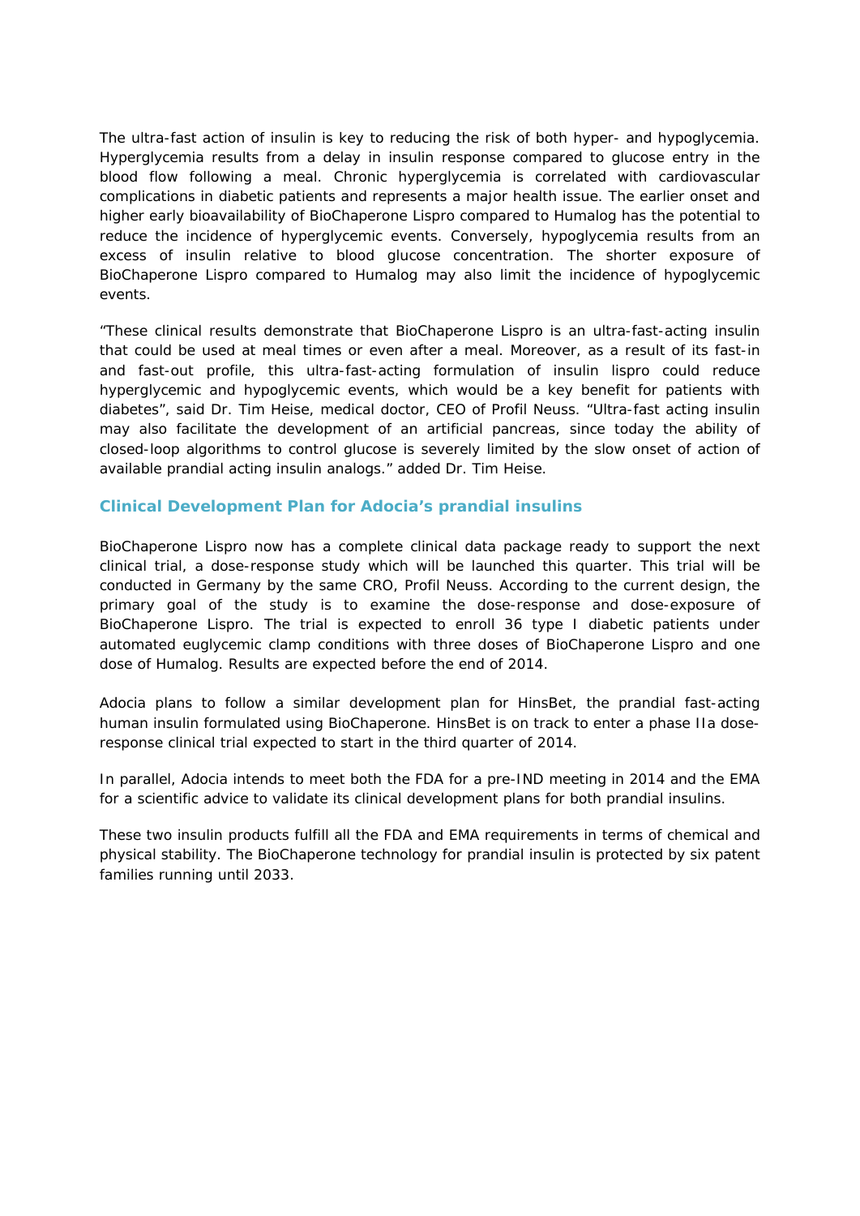The ultra-fast action of insulin is key to reducing the risk of both hyper- and hypoglycemia. Hyperglycemia results from a delay in insulin response compared to glucose entry in the blood flow following a meal. Chronic hyperglycemia is correlated with cardiovascular complications in diabetic patients and represents a major health issue. The earlier onset and higher early bioavailability of BioChaperone Lispro compared to Humalog has the potential to reduce the incidence of hyperglycemic events. Conversely, hypoglycemia results from an excess of insulin relative to blood glucose concentration. The shorter exposure of BioChaperone Lispro compared to Humalog may also limit the incidence of hypoglycemic events.

"These clinical results demonstrate that BioChaperone Lispro is an ultra-fast-acting insulin that could be used at meal times or even after a meal. Moreover, as a result of its fast-in and fast-out profile, this ultra-fast-acting formulation of insulin lispro could reduce hyperglycemic and hypoglycemic events, which would be a key benefit for patients with diabetes", said Dr. Tim Heise, medical doctor, CEO of Profil Neuss. "Ultra-fast acting insulin may also facilitate the development of an artificial pancreas, since today the ability of closed-loop algorithms to control glucose is severely limited by the slow onset of action of available prandial acting insulin analogs." added Dr. Tim Heise.

## Clinical Development Plan for Adocia's prandial insulins

BioChaperone Lispro now has a complete clinical data package ready to support the next clinical trial, a dose-response study which will be launched this quarter. This trial will be conducted in Germany by the same CRO, Profil Neuss. According to the current design, the primary goal of the study is to examine the dose-response and dose-exposure of BioChaperone Lispro. The trial is expected to enroll 36 type I diabetic patients under automated euglycemic clamp conditions with three doses of BioChaperone Lispro and one dose of Humalog. Results are expected before the end of 2014.

Adocia plans to follow a similar development plan for HinsBet, the prandial fast-acting human insulin formulated using BioChaperone. HinsBet is on track to enter a phase IIa dose-response clinical trial expected to start in the third quarter of 2014.

In parallel, Adocia intends to meet both the FDA for a pre-IND meeting in 2014 and the EMA for a scientific advice to validate its clinical development plans for both prandial insulins.

These two insulin products fulfill all the FDA and EMA requirements in terms of chemical and physical stability. The BioChaperone technology for prandial insulin is protected by six patent families running until 2033.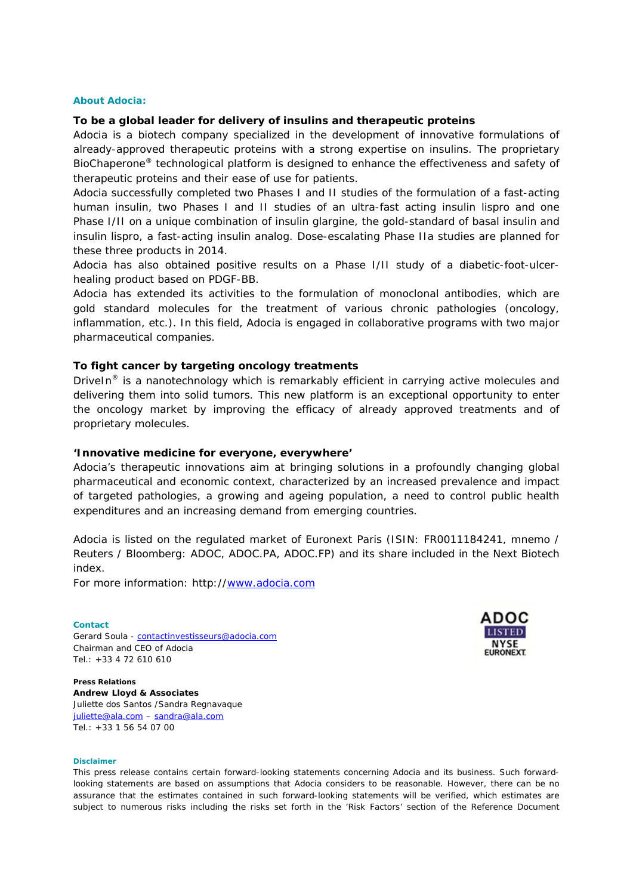**About Adocia:**

**To be a global leader for delivery of insulins and therapeutic proteins**

Adocia is a biotech company specialized in the development of innovative formulations of already-approved therapeutic proteins with a strong expertise on insulins. The proprietary BioChaperone® technological platform is designed to enhance the effectiveness and safety of therapeutic proteins and their ease of use for patients.

Adocia successfully completed two Phases I and II studies of the formulation of a fast-acting human insulin, two Phases I and II studies of an ultra-fast acting insulin lispro and one Phase I/II on a unique combination of insulin glargine, the gold-standard of basal insulin and insulin lispro, a fast-acting insulin analog. Dose-escalating Phase IIa studies are planned for these three products in 2014.

Adocia has also obtained positive results on a Phase I/II study of a diabetic-foot-ulcer-healing product based on PDGF-BB.

Adocia has extended its activities to the formulation of monoclonal antibodies, which are gold standard molecules for the treatment of various chronic pathologies (oncology, inflammation, etc.). In this field, Adocia is engaged in collaborative programs with two major pharmaceutical companies.

**To fight cancer by targeting oncology treatments**

DriveIn® is a nanotechnology which is remarkably efficient in carrying active molecules and delivering them into solid tumors. This new platform is an exceptional opportunity to enter the oncology market by improving the efficacy of already approved treatments and of proprietary molecules.

**'Innovative medicine for everyone, everywhere'**

Adocia's therapeutic innovations aim at bringing solutions in a profoundly changing global pharmaceutical and economic context, characterized by an increased prevalence and impact of targeted pathologies, a growing and ageing population, a need to control public health expenditures and an increasing demand from emerging countries.

Adocia is listed on the regulated market of Euronext Paris (ISIN: FR0011184241, mnemo / Reuters / Bloomberg: ADOC, ADOC.PA, ADOC.FP) and its share included in the Next Biotech index.

For more information: http://www.adocia.com

ADOC LISTED NYSE EURONEXT

**Contact**
Gerard Soula - contactinvestisseurs@adocia.com
Chairman and CEO of Adocia
Tel.: +33 4 72 610 610

**Press Relations**
**Andrew Lloyd & Associates**
Juliette dos Santos /Sandra Regnavaque
juliette@ala.com – sandra@ala.com
Tel.: +33 1 56 54 07 00

**Disclaimer**

This press release contains certain forward-looking statements concerning Adocia and its business. Such forward-looking statements are based on assumptions that Adocia considers to be reasonable. However, there can be no assurance that the estimates contained in such forward-looking statements will be verified, which estimates are subject to numerous risks including the risks set forth in the 'Risk Factors' section of the Reference Document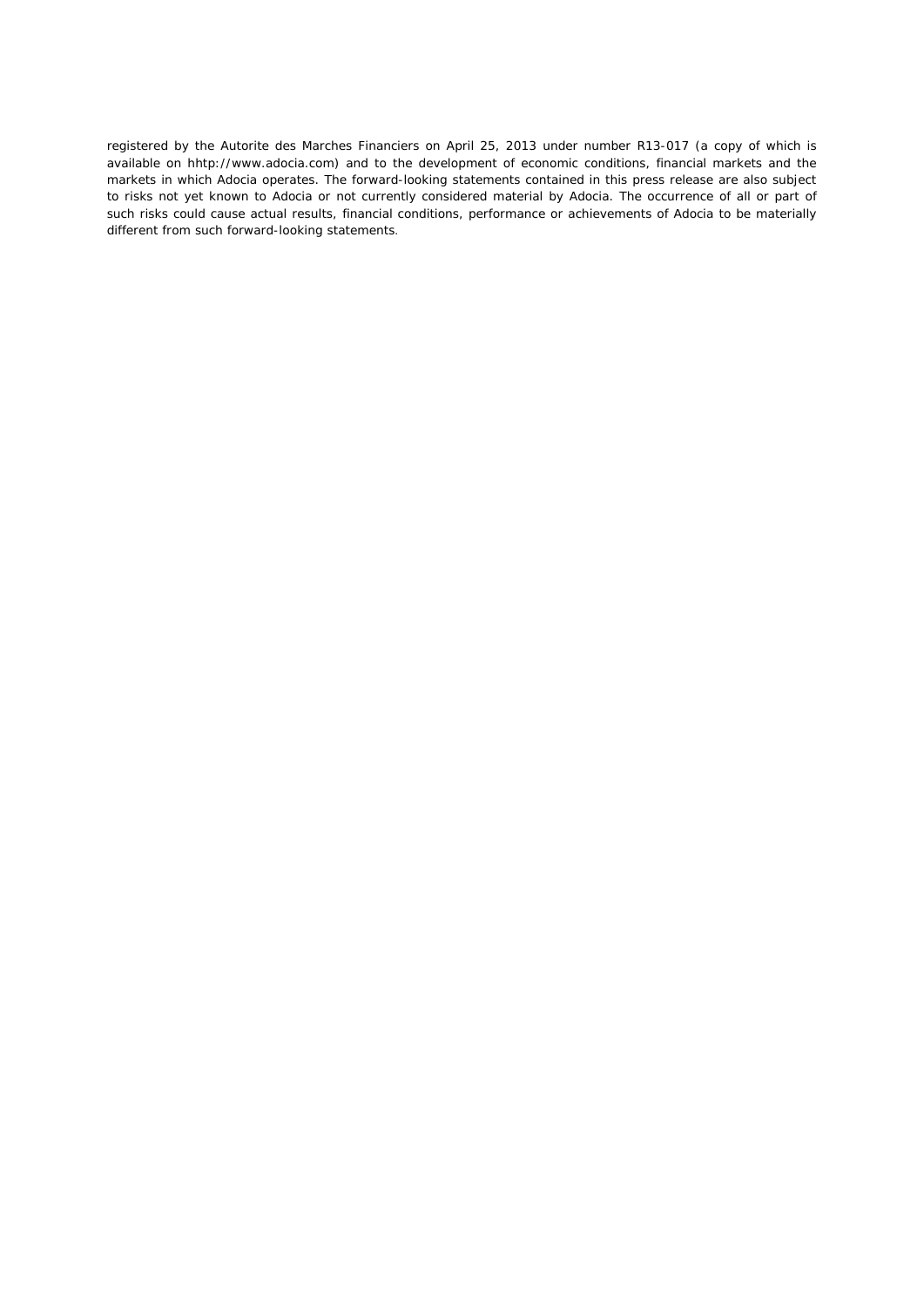registered by the Autorite des Marches Financiers on April 25, 2013 under number R13-017 (a copy of which is available on hhtp://www.adocia.com) and to the development of economic conditions, financial markets and the markets in which Adocia operates. The forward-looking statements contained in this press release are also subject to risks not yet known to Adocia or not currently considered material by Adocia. The occurrence of all or part of such risks could cause actual results, financial conditions, performance or achievements of Adocia to be materially different from such forward-looking statements.